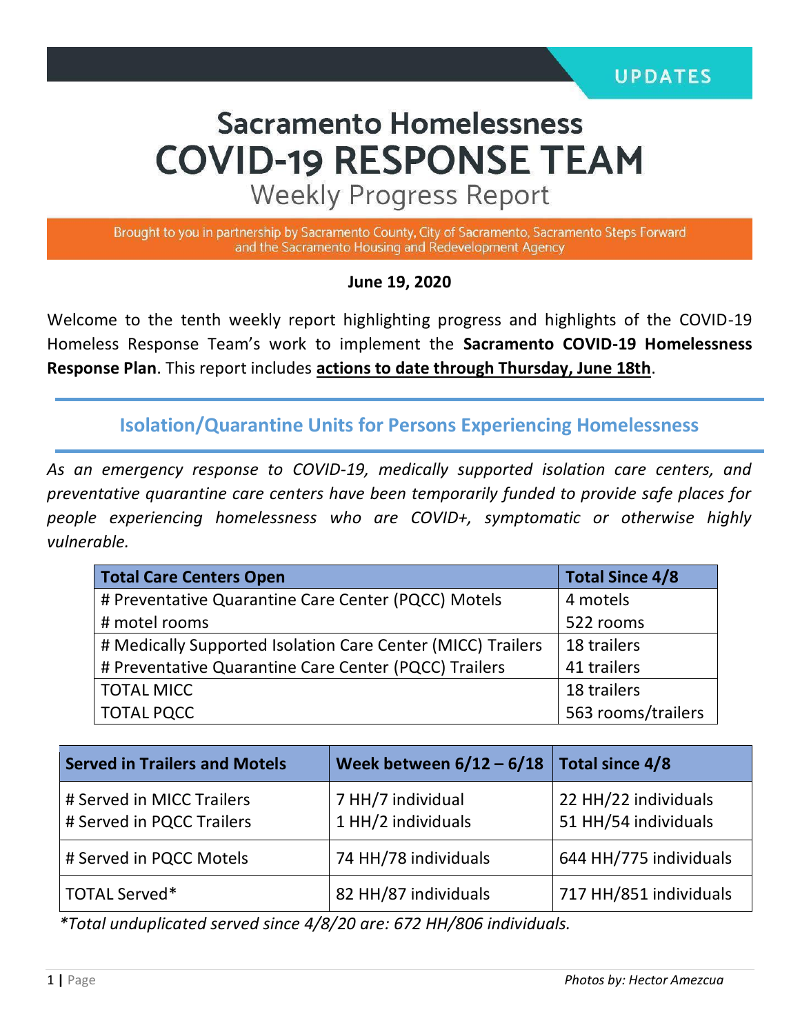UPDATES

# Sacramento Homelessness
# COVID-19 RESPONSE TEAM
## Weekly Progress Report

Brought to you in partnership by Sacramento County, City of Sacramento, Sacramento Steps Forward and the Sacramento Housing and Redevelopment Agency

**June 19, 2020**

Welcome to the tenth weekly report highlighting progress and highlights of the COVID-19 Homeless Response Team's work to implement the **Sacramento COVID-19 Homelessness Response Plan**. This report includes **actions to date through Thursday, June 18th**.

## Isolation/Quarantine Units for Persons Experiencing Homelessness

*As an emergency response to COVID-19, medically supported isolation care centers, and preventative quarantine care centers have been temporarily funded to provide safe places for people experiencing homelessness who are COVID+, symptomatic or otherwise highly vulnerable.*

| Total Care Centers Open | Total Since 4/8 |
|---|---|
| # Preventative Quarantine Care Center (PQCC) Motels<br># motel rooms | 4 motels<br>522 rooms |
| # Medically Supported Isolation Care Center (MICC) Trailers<br># Preventative Quarantine Care Center (PQCC) Trailers | 18 trailers<br>41 trailers |
| TOTAL MICC<br>TOTAL PQCC | 18 trailers<br>563 rooms/trailers |

| Served in Trailers and Motels | Week between 6/12 – 6/18 | Total since 4/8 |
|---|---|---|
| # Served in MICC Trailers<br># Served in PQCC Trailers | 7 HH/7 individual<br>1 HH/2 individuals | 22 HH/22 individuals<br>51 HH/54 individuals |
| # Served in PQCC Motels | 74 HH/78 individuals | 644 HH/775 individuals |
| TOTAL Served* | 82 HH/87 individuals | 717 HH/851 individuals |

*\*Total unduplicated served since 4/8/20 are: 672 HH/806 individuals.*

*Photos by: Hector Amezcua*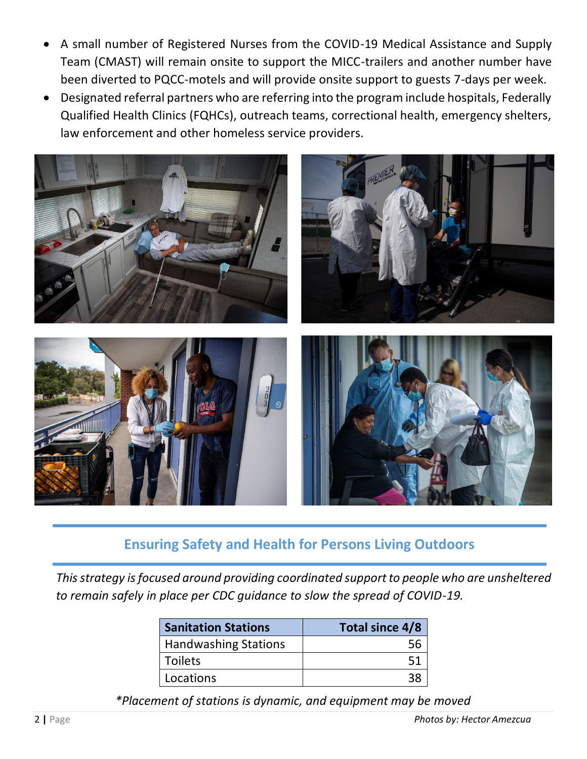- A small number of Registered Nurses from the COVID-19 Medical Assistance and Supply Team (CMAST) will remain onsite to support the MICC-trailers and another number have been diverted to PQCC-motels and will provide onsite support to guests 7-days per week.
- Designated referral partners who are referring into the program include hospitals, Federally Qualified Health Clinics (FQHCs), outreach teams, correctional health, emergency shelters, law enforcement and other homeless service providers.

## Ensuring Safety and Health for Persons Living Outdoors

*This strategy is focused around providing coordinated support to people who are unsheltered to remain safely in place per CDC guidance to slow the spread of COVID-19.*

| Sanitation Stations | Total since 4/8 |
|---|---:|
| Handwashing Stations | 56 |
| Toilets | 51 |
| Locations | 38 |

**Placement of stations is dynamic, and equipment may be moved*

*Photos by: Hector Amezcua*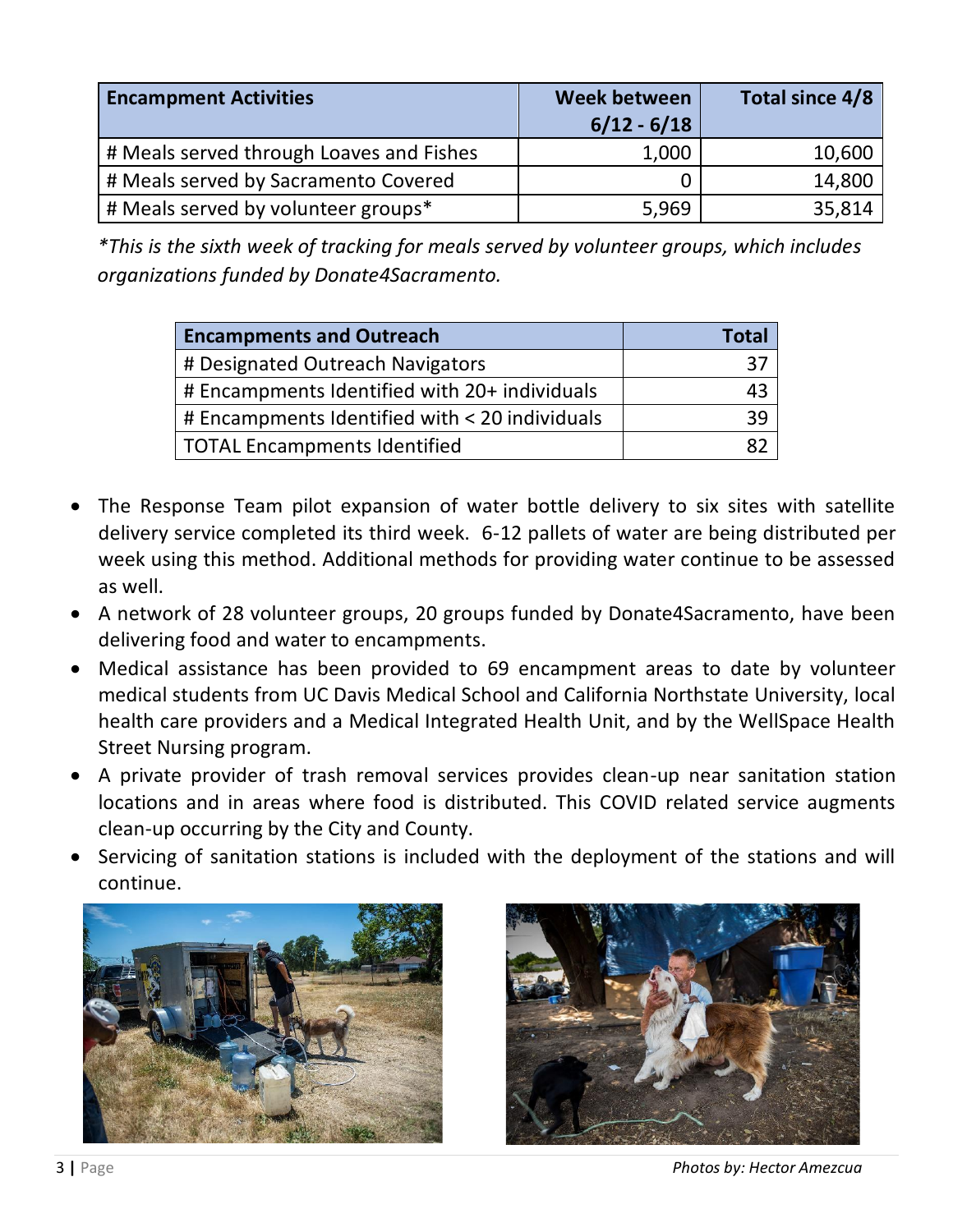| Encampment Activities | Week between 6/12 - 6/18 | Total since 4/8 |
|---|---|---|
| # Meals served through Loaves and Fishes | 1,000 | 10,600 |
| # Meals served by Sacramento Covered | 0 | 14,800 |
| # Meals served by volunteer groups* | 5,969 | 35,814 |

*This is the sixth week of tracking for meals served by volunteer groups, which includes organizations funded by Donate4Sacramento.*

| Encampments and Outreach | Total |
|---|---|
| # Designated Outreach Navigators | 37 |
| # Encampments Identified with 20+ individuals | 43 |
| # Encampments Identified with < 20 individuals | 39 |
| TOTAL Encampments Identified | 82 |

- The Response Team pilot expansion of water bottle delivery to six sites with satellite delivery service completed its third week. 6-12 pallets of water are being distributed per week using this method. Additional methods for providing water continue to be assessed as well.
- A network of 28 volunteer groups, 20 groups funded by Donate4Sacramento, have been delivering food and water to encampments.
- Medical assistance has been provided to 69 encampment areas to date by volunteer medical students from UC Davis Medical School and California Northstate University, local health care providers and a Medical Integrated Health Unit, and by the WellSpace Health Street Nursing program.
- A private provider of trash removal services provides clean-up near sanitation station locations and in areas where food is distributed. This COVID related service augments clean-up occurring by the City and County.
- Servicing of sanitation stations is included with the deployment of the stations and will continue.

*Photos by: Hector Amezcua*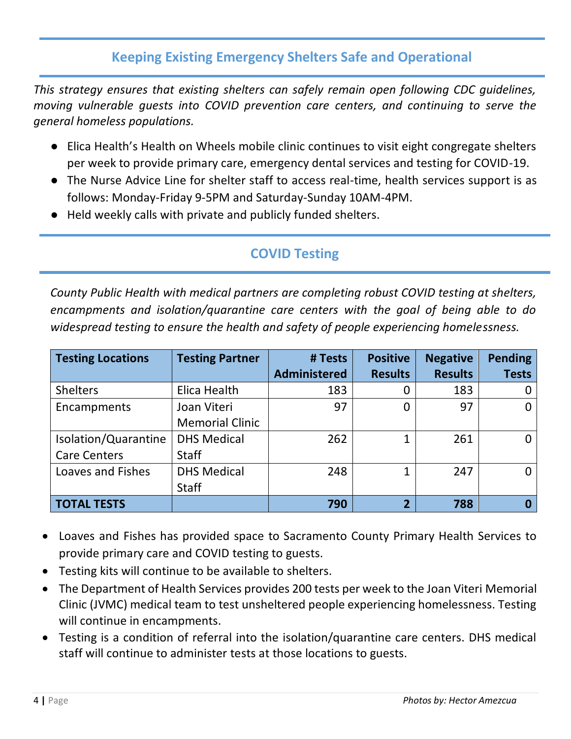## Keeping Existing Emergency Shelters Safe and Operational

*This strategy ensures that existing shelters can safely remain open following CDC guidelines, moving vulnerable guests into COVID prevention care centers, and continuing to serve the general homeless populations.*

- Elica Health's Health on Wheels mobile clinic continues to visit eight congregate shelters per week to provide primary care, emergency dental services and testing for COVID-19.
- The Nurse Advice Line for shelter staff to access real-time, health services support is as follows: Monday-Friday 9-5PM and Saturday-Sunday 10AM-4PM.
- Held weekly calls with private and publicly funded shelters.

## COVID Testing

*County Public Health with medical partners are completing robust COVID testing at shelters, encampments and isolation/quarantine care centers with the goal of being able to do widespread testing to ensure the health and safety of people experiencing homelessness.*

| Testing Locations | Testing Partner | # Tests Administered | Positive Results | Negative Results | Pending Tests |
|---|---|---:|---:|---:|---:|
| Shelters | Elica Health | 183 | 0 | 183 | 0 |
| Encampments | Joan Viteri Memorial Clinic | 97 | 0 | 97 | 0 |
| Isolation/Quarantine Care Centers | DHS Medical Staff | 262 | 1 | 261 | 0 |
| Loaves and Fishes | DHS Medical Staff | 248 | 1 | 247 | 0 |
| **TOTAL TESTS** | | **790** | **2** | **788** | **0** |

- Loaves and Fishes has provided space to Sacramento County Primary Health Services to provide primary care and COVID testing to guests.
- Testing kits will continue to be available to shelters.
- The Department of Health Services provides 200 tests per week to the Joan Viteri Memorial Clinic (JVMC) medical team to test unsheltered people experiencing homelessness. Testing will continue in encampments.
- Testing is a condition of referral into the isolation/quarantine care centers. DHS medical staff will continue to administer tests at those locations to guests.

*Photos by: Hector Amezcua*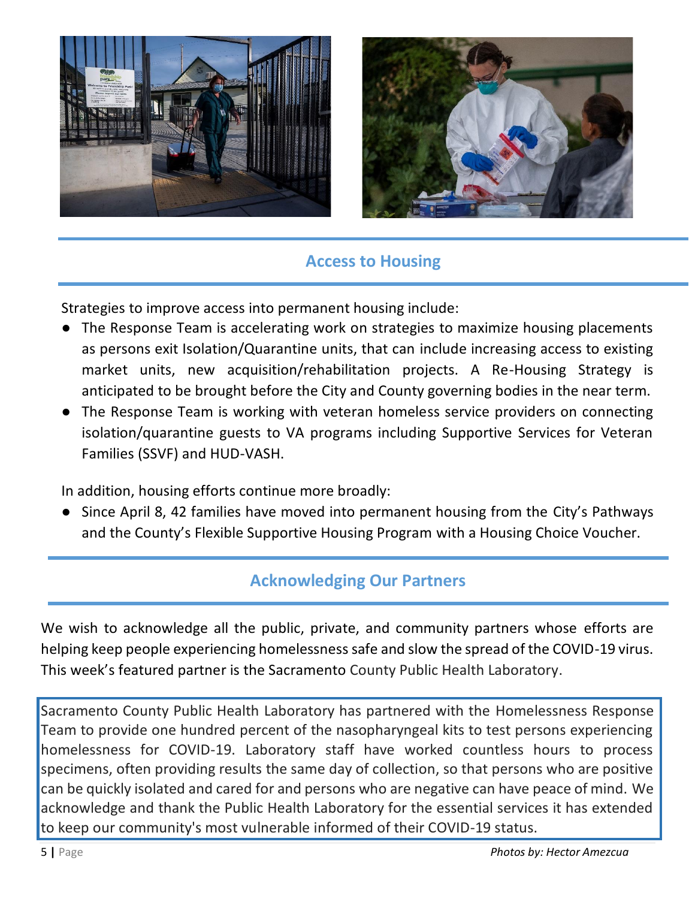## Access to Housing

Strategies to improve access into permanent housing include:

- The Response Team is accelerating work on strategies to maximize housing placements as persons exit Isolation/Quarantine units, that can include increasing access to existing market units, new acquisition/rehabilitation projects. A Re-Housing Strategy is anticipated to be brought before the City and County governing bodies in the near term.
- The Response Team is working with veteran homeless service providers on connecting isolation/quarantine guests to VA programs including Supportive Services for Veteran Families (SSVF) and HUD-VASH.

In addition, housing efforts continue more broadly:

- Since April 8, 42 families have moved into permanent housing from the City's Pathways and the County's Flexible Supportive Housing Program with a Housing Choice Voucher.

## Acknowledging Our Partners

We wish to acknowledge all the public, private, and community partners whose efforts are helping keep people experiencing homelessness safe and slow the spread of the COVID-19 virus. This week's featured partner is the Sacramento County Public Health Laboratory.

Sacramento County Public Health Laboratory has partnered with the Homelessness Response Team to provide one hundred percent of the nasopharyngeal kits to test persons experiencing homelessness for COVID-19. Laboratory staff have worked countless hours to process specimens, often providing results the same day of collection, so that persons who are positive can be quickly isolated and cared for and persons who are negative can have peace of mind. We acknowledge and thank the Public Health Laboratory for the essential services it has extended to keep our community's most vulnerable informed of their COVID-19 status.

*Photos by: Hector Amezcua*